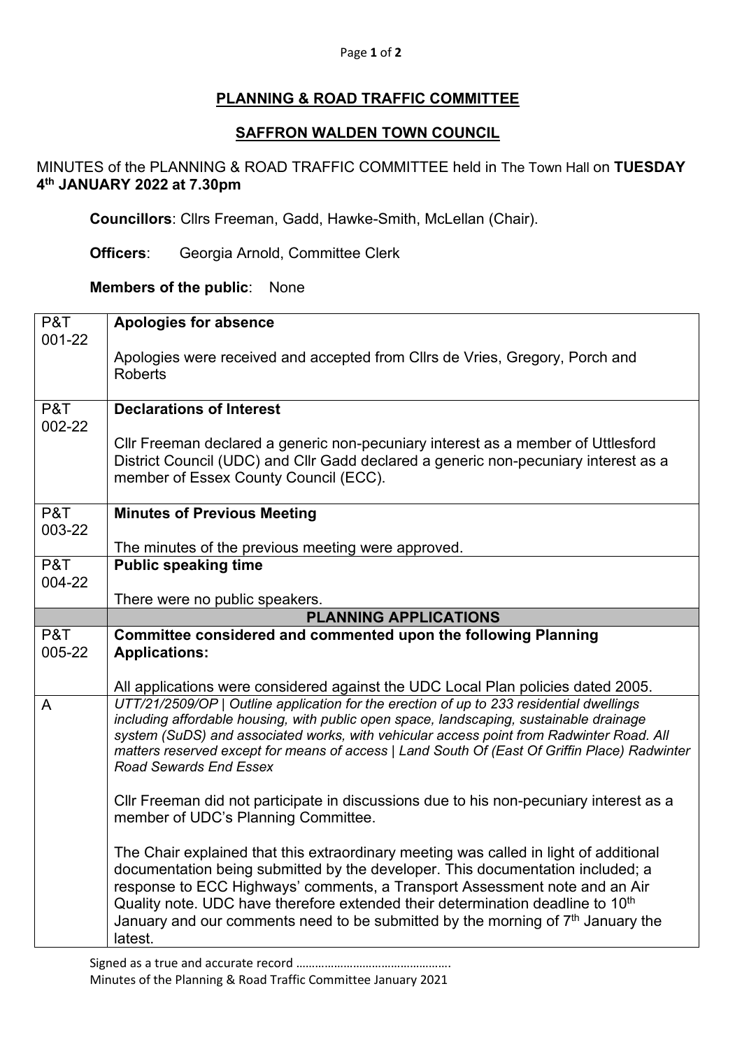# PLANNING & ROAD TRAFFIC COMMITTEE

## SAFFRON WALDEN TOWN COUNCIL

MINUTES of the PLANNING & ROAD TRAFFIC COMMITTEE held in The Town Hall on **TUESDAY 4th JANUARY 2022 at 7.30pm**

**Councillors**: Cllrs Freeman, Gadd, Hawke-Smith, McLellan (Chair).

**Officers**: Georgia Arnold, Committee Clerk

**Members of the public**: None

| | |
|---|---|
| P&T 001-22 | **Apologies for absence**<br><br>Apologies were received and accepted from Cllrs de Vries, Gregory, Porch and Roberts |
| P&T 002-22 | **Declarations of Interest**<br><br>Cllr Freeman declared a generic non-pecuniary interest as a member of Uttlesford District Council (UDC) and Cllr Gadd declared a generic non-pecuniary interest as a member of Essex County Council (ECC). |
| P&T 003-22 | **Minutes of Previous Meeting**<br><br>The minutes of the previous meeting were approved. |
| P&T 004-22 | **Public speaking time**<br><br>There were no public speakers. |
| | **PLANNING APPLICATIONS** |
| P&T 005-22 | **Committee considered and commented upon the following Planning Applications:**<br><br>All applications were considered against the UDC Local Plan policies dated 2005. |
| A | *UTT/21/2509/OP \| Outline application for the erection of up to 233 residential dwellings including affordable housing, with public open space, landscaping, sustainable drainage system (SuDS) and associated works, with vehicular access point from Radwinter Road. All matters reserved except for means of access \| Land South Of (East Of Griffin Place) Radwinter Road Sewards End Essex*<br><br>Cllr Freeman did not participate in discussions due to his non-pecuniary interest as a member of UDC's Planning Committee.<br><br>The Chair explained that this extraordinary meeting was called in light of additional documentation being submitted by the developer. This documentation included; a response to ECC Highways' comments, a Transport Assessment note and an Air Quality note. UDC have therefore extended their determination deadline to 10th January and our comments need to be submitted by the morning of 7th January the latest. |

Signed as a true and accurate record ………………………………………….

Minutes of the Planning & Road Traffic Committee January 2021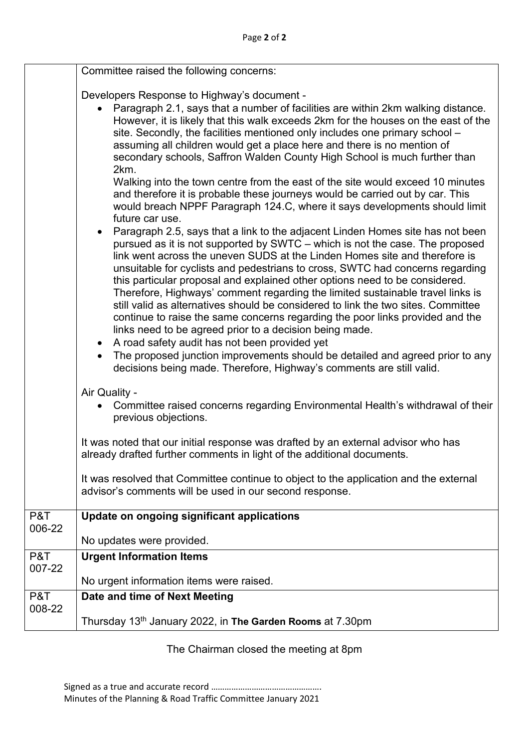| | |
|---|---|
| | Committee raised the following concerns:<br><br>Developers Response to Highway's document -<br>• Paragraph 2.1, says that a number of facilities are within 2km walking distance. However, it is likely that this walk exceeds 2km for the houses on the east of the site. Secondly, the facilities mentioned only includes one primary school – assuming all children would get a place here and there is no mention of secondary schools, Saffron Walden County High School is much further than 2km.<br>Walking into the town centre from the east of the site would exceed 10 minutes and therefore it is probable these journeys would be carried out by car. This would breach NPPF Paragraph 124.C, where it says developments should limit future car use.<br>• Paragraph 2.5, says that a link to the adjacent Linden Homes site has not been pursued as it is not supported by SWTC – which is not the case. The proposed link went across the uneven SUDS at the Linden Homes site and therefore is unsuitable for cyclists and pedestrians to cross, SWTC had concerns regarding this particular proposal and explained other options need to be considered. Therefore, Highways' comment regarding the limited sustainable travel links is still valid as alternatives should be considered to link the two sites. Committee continue to raise the same concerns regarding the poor links provided and the links need to be agreed prior to a decision being made.<br>• A road safety audit has not been provided yet<br>• The proposed junction improvements should be detailed and agreed prior to any decisions being made. Therefore, Highway's comments are still valid.<br><br>Air Quality -<br>• Committee raised concerns regarding Environmental Health's withdrawal of their previous objections.<br><br>It was noted that our initial response was drafted by an external advisor who has already drafted further comments in light of the additional documents.<br><br>It was resolved that Committee continue to object to the application and the external advisor's comments will be used in our second response. |
| P&T 006-22 | **Update on ongoing significant applications**<br><br>No updates were provided. |
| P&T 007-22 | **Urgent Information Items**<br><br>No urgent information items were raised. |
| P&T 008-22 | **Date and time of Next Meeting**<br><br>Thursday 13th January 2022, in **The Garden Rooms** at 7.30pm |

The Chairman closed the meeting at 8pm

Signed as a true and accurate record ………………………………………….

Minutes of the Planning & Road Traffic Committee January 2021